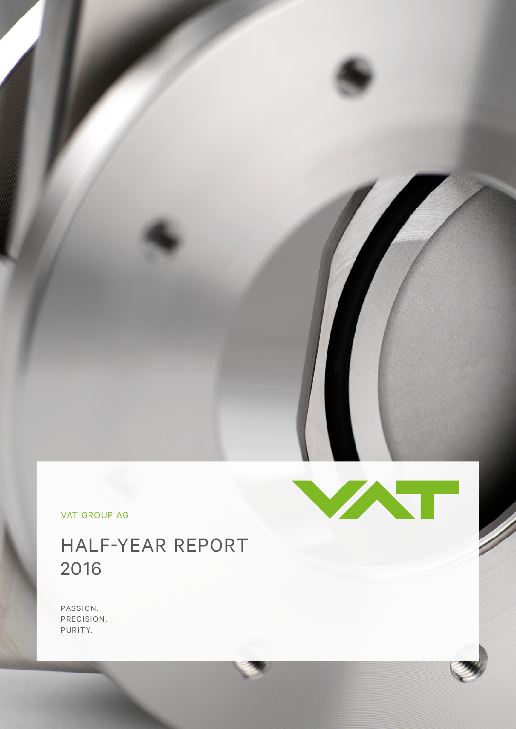VAT GROUP AG

# HALF-YEAR REPORT 2016

PASSION.
PRECISION.
PURITY.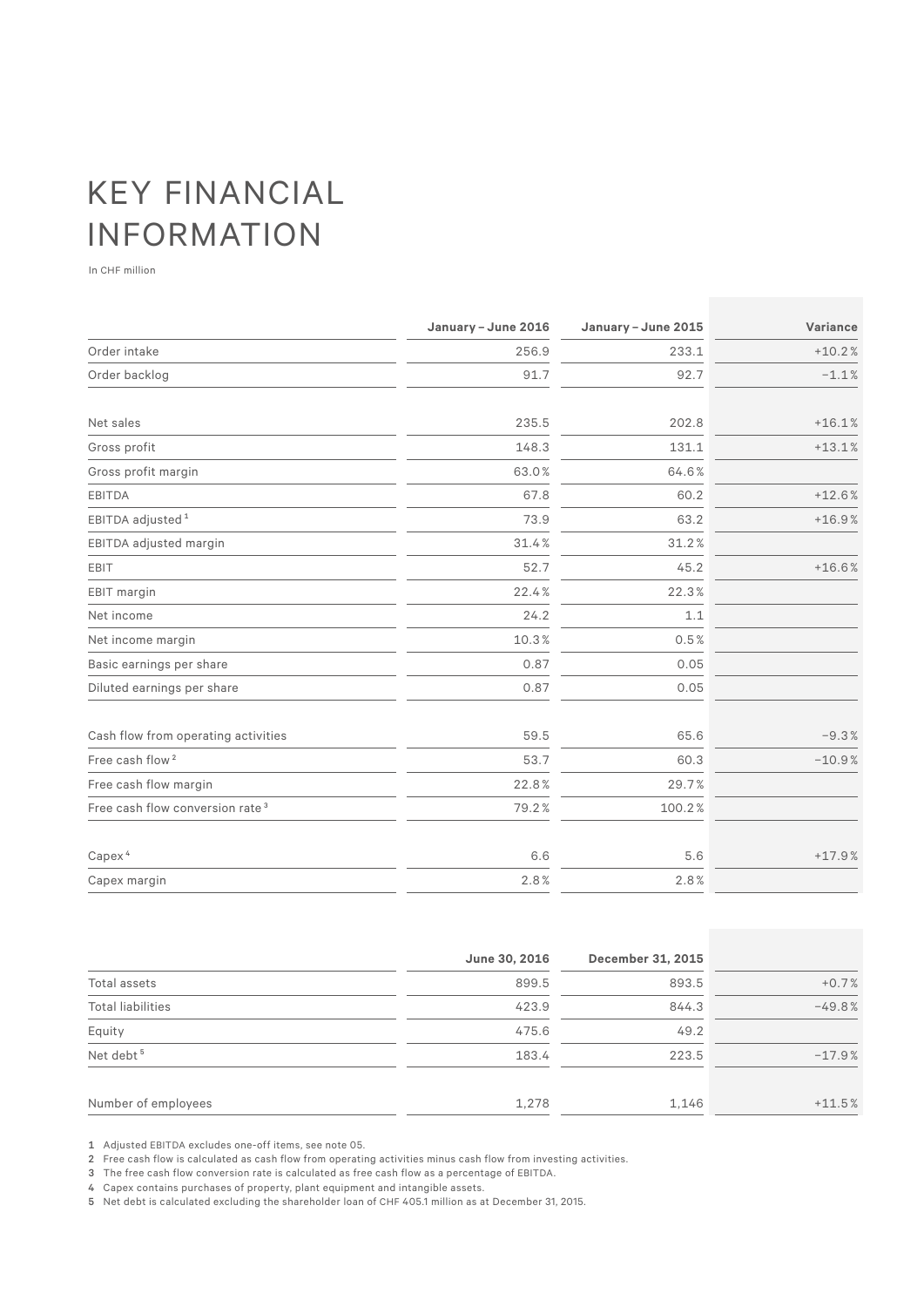# KEY FINANCIAL INFORMATION

In CHF million

| | January – June 2016 | January – June 2015 | Variance |
|---|---|---|---|
| Order intake | 256.9 | 233.1 | +10.2% |
| Order backlog | 91.7 | 92.7 | −1.1% |
| | | | |
| Net sales | 235.5 | 202.8 | +16.1% |
| Gross profit | 148.3 | 131.1 | +13.1% |
| Gross profit margin | 63.0% | 64.6% | |
| EBITDA | 67.8 | 60.2 | +12.6% |
| EBITDA adjusted [1] | 73.9 | 63.2 | +16.9% |
| EBITDA adjusted margin | 31.4% | 31.2% | |
| EBIT | 52.7 | 45.2 | +16.6% |
| EBIT margin | 22.4% | 22.3% | |
| Net income | 24.2 | 1.1 | |
| Net income margin | 10.3% | 0.5% | |
| Basic earnings per share | 0.87 | 0.05 | |
| Diluted earnings per share | 0.87 | 0.05 | |
| | | | |
| Cash flow from operating activities | 59.5 | 65.6 | −9.3% |
| Free cash flow [2] | 53.7 | 60.3 | −10.9% |
| Free cash flow margin | 22.8% | 29.7% | |
| Free cash flow conversion rate [3] | 79.2% | 100.2% | |
| | | | |
| Capex [4] | 6.6 | 5.6 | +17.9% |
| Capex margin | 2.8% | 2.8% | |

| | June 30, 2016 | December 31, 2015 | |
|---|---|---|---|
| Total assets | 899.5 | 893.5 | +0.7% |
| Total liabilities | 423.9 | 844.3 | −49.8% |
| Equity | 475.6 | 49.2 | |
| Net debt [5] | 183.4 | 223.5 | −17.9% |
| | | | |
| Number of employees | 1,278 | 1,146 | +11.5% |

1 Adjusted EBITDA excludes one-off items, see note 05.
2 Free cash flow is calculated as cash flow from operating activities minus cash flow from investing activities.
3 The free cash flow conversion rate is calculated as free cash flow as a percentage of EBITDA.
4 Capex contains purchases of property, plant equipment and intangible assets.
5 Net debt is calculated excluding the shareholder loan of CHF 405.1 million as at December 31, 2015.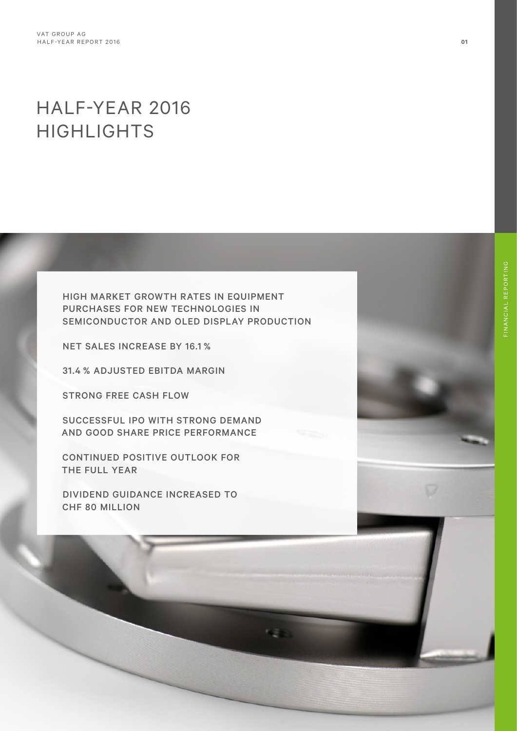# HALF-YEAR 2016 HIGHLIGHTS

HIGH MARKET GROWTH RATES IN EQUIPMENT PURCHASES FOR NEW TECHNOLOGIES IN SEMICONDUCTOR AND OLED DISPLAY PRODUCTION

NET SALES INCREASE BY 16.1 %

31.4 % ADJUSTED EBITDA MARGIN

STRONG FREE CASH FLOW

SUCCESSFUL IPO WITH STRONG DEMAND AND GOOD SHARE PRICE PERFORMANCE

CONTINUED POSITIVE OUTLOOK FOR THE FULL YEAR

DIVIDEND GUIDANCE INCREASED TO CHF 80 MILLION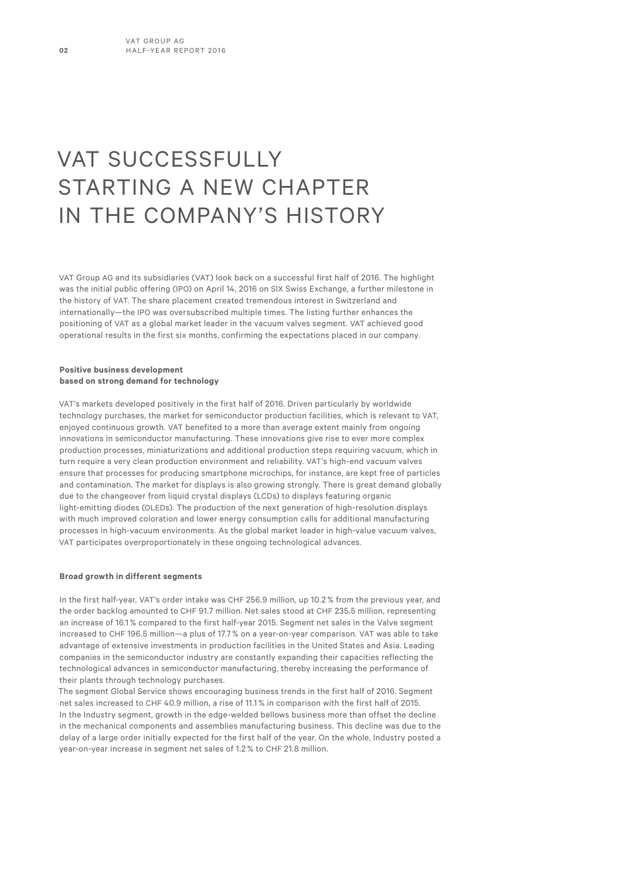# VAT SUCCESSFULLY STARTING A NEW CHAPTER IN THE COMPANY'S HISTORY

VAT Group AG and its subsidiaries (VAT) look back on a successful first half of 2016. The highlight was the initial public offering (IPO) on April 14, 2016 on SIX Swiss Exchange, a further milestone in the history of VAT. The share placement created tremendous interest in Switzerland and internationally—the IPO was oversubscribed multiple times. The listing further enhances the positioning of VAT as a global market leader in the vacuum valves segment. VAT achieved good operational results in the first six months, confirming the expectations placed in our company.

**Positive business development based on strong demand for technology**

VAT's markets developed positively in the first half of 2016. Driven particularly by worldwide technology purchases, the market for semiconductor production facilities, which is relevant to VAT, enjoyed continuous growth. VAT benefited to a more than average extent mainly from ongoing innovations in semiconductor manufacturing. These innovations give rise to ever more complex production processes, miniaturizations and additional production steps requiring vacuum, which in turn require a very clean production environment and reliability. VAT's high-end vacuum valves ensure that processes for producing smartphone microchips, for instance, are kept free of particles and contamination. The market for displays is also growing strongly. There is great demand globally due to the changeover from liquid crystal displays (LCDs) to displays featuring organic light-emitting diodes (OLEDs). The production of the next generation of high-resolution displays with much improved coloration and lower energy consumption calls for additional manufacturing processes in high-vacuum environments. As the global market leader in high-value vacuum valves, VAT participates overproportionately in these ongoing technological advances.

**Broad growth in different segments**

In the first half-year, VAT's order intake was CHF 256.9 million, up 10.2 % from the previous year, and the order backlog amounted to CHF 91.7 million. Net sales stood at CHF 235.5 million, representing an increase of 16.1 % compared to the first half-year 2015. Segment net sales in the Valve segment increased to CHF 196.5 million—a plus of 17.7 % on a year-on-year comparison. VAT was able to take advantage of extensive investments in production facilities in the United States and Asia. Leading companies in the semiconductor industry are constantly expanding their capacities reflecting the technological advances in semiconductor manufacturing, thereby increasing the performance of their plants through technology purchases.

The segment Global Service shows encouraging business trends in the first half of 2016. Segment net sales increased to CHF 40.9 million, a rise of 11.1 % in comparison with the first half of 2015. In the Industry segment, growth in the edge-welded bellows business more than offset the decline in the mechanical components and assemblies manufacturing business. This decline was due to the delay of a large order initially expected for the first half of the year. On the whole, Industry posted a year-on-year increase in segment net sales of 1.2 % to CHF 21.8 million.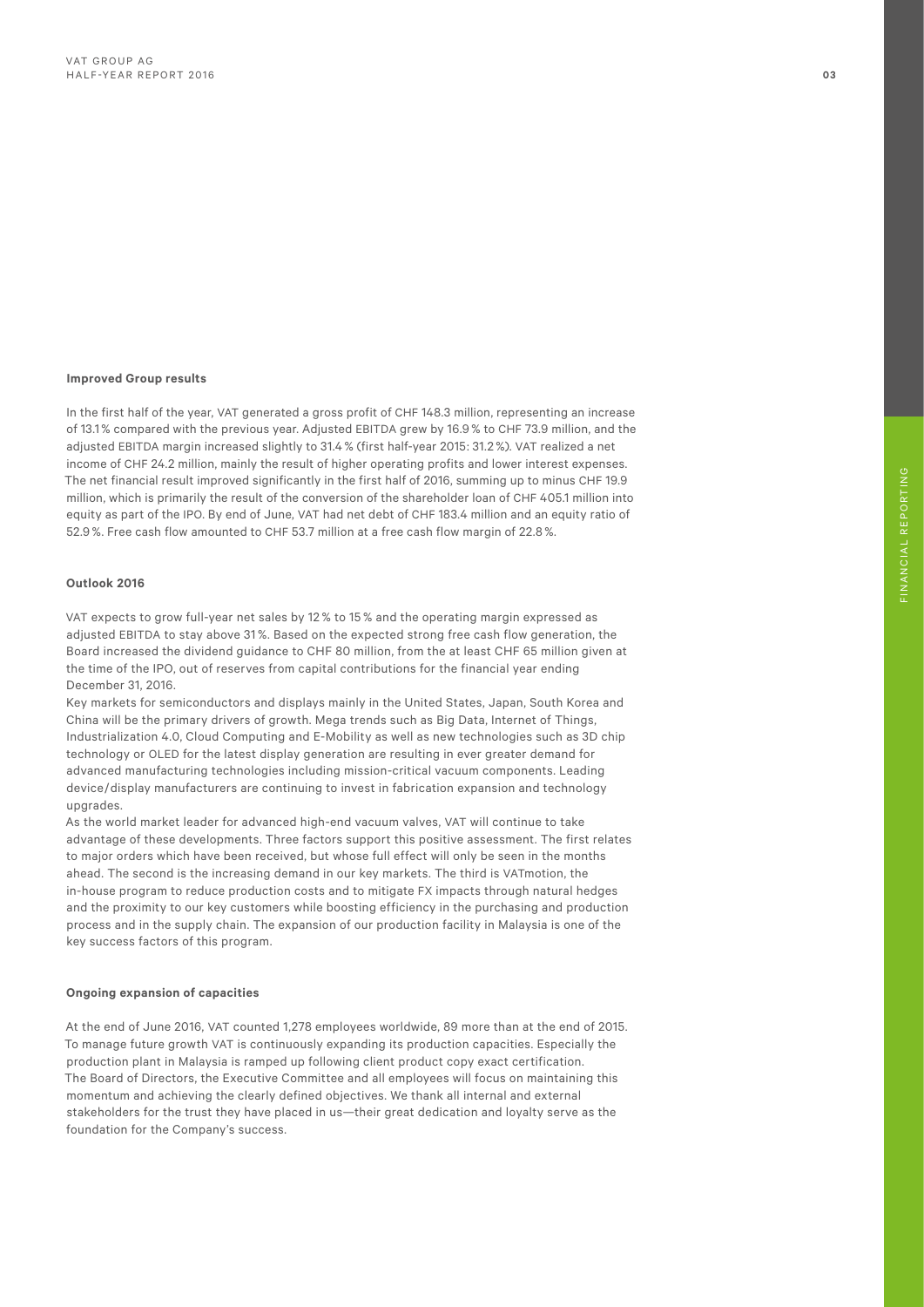### Improved Group results

In the first half of the year, VAT generated a gross profit of CHF 148.3 million, representing an increase of 13.1% compared with the previous year. Adjusted EBITDA grew by 16.9% to CHF 73.9 million, and the adjusted EBITDA margin increased slightly to 31.4% (first half-year 2015: 31.2%). VAT realized a net income of CHF 24.2 million, mainly the result of higher operating profits and lower interest expenses. The net financial result improved significantly in the first half of 2016, summing up to minus CHF 19.9 million, which is primarily the result of the conversion of the shareholder loan of CHF 405.1 million into equity as part of the IPO. By end of June, VAT had net debt of CHF 183.4 million and an equity ratio of 52.9%. Free cash flow amounted to CHF 53.7 million at a free cash flow margin of 22.8%.

### Outlook 2016

VAT expects to grow full-year net sales by 12% to 15% and the operating margin expressed as adjusted EBITDA to stay above 31%. Based on the expected strong free cash flow generation, the Board increased the dividend guidance to CHF 80 million, from the at least CHF 65 million given at the time of the IPO, out of reserves from capital contributions for the financial year ending December 31, 2016.

Key markets for semiconductors and displays mainly in the United States, Japan, South Korea and China will be the primary drivers of growth. Mega trends such as Big Data, Internet of Things, Industrialization 4.0, Cloud Computing and E-Mobility as well as new technologies such as 3D chip technology or OLED for the latest display generation are resulting in ever greater demand for advanced manufacturing technologies including mission-critical vacuum components. Leading device/display manufacturers are continuing to invest in fabrication expansion and technology upgrades.

As the world market leader for advanced high-end vacuum valves, VAT will continue to take advantage of these developments. Three factors support this positive assessment. The first relates to major orders which have been received, but whose full effect will only be seen in the months ahead. The second is the increasing demand in our key markets. The third is VATmotion, the in-house program to reduce production costs and to mitigate FX impacts through natural hedges and the proximity to our key customers while boosting efficiency in the purchasing and production process and in the supply chain. The expansion of our production facility in Malaysia is one of the key success factors of this program.

### Ongoing expansion of capacities

At the end of June 2016, VAT counted 1,278 employees worldwide, 89 more than at the end of 2015. To manage future growth VAT is continuously expanding its production capacities. Especially the production plant in Malaysia is ramped up following client product copy exact certification.

The Board of Directors, the Executive Committee and all employees will focus on maintaining this momentum and achieving the clearly defined objectives. We thank all internal and external stakeholders for the trust they have placed in us—their great dedication and loyalty serve as the foundation for the Company's success.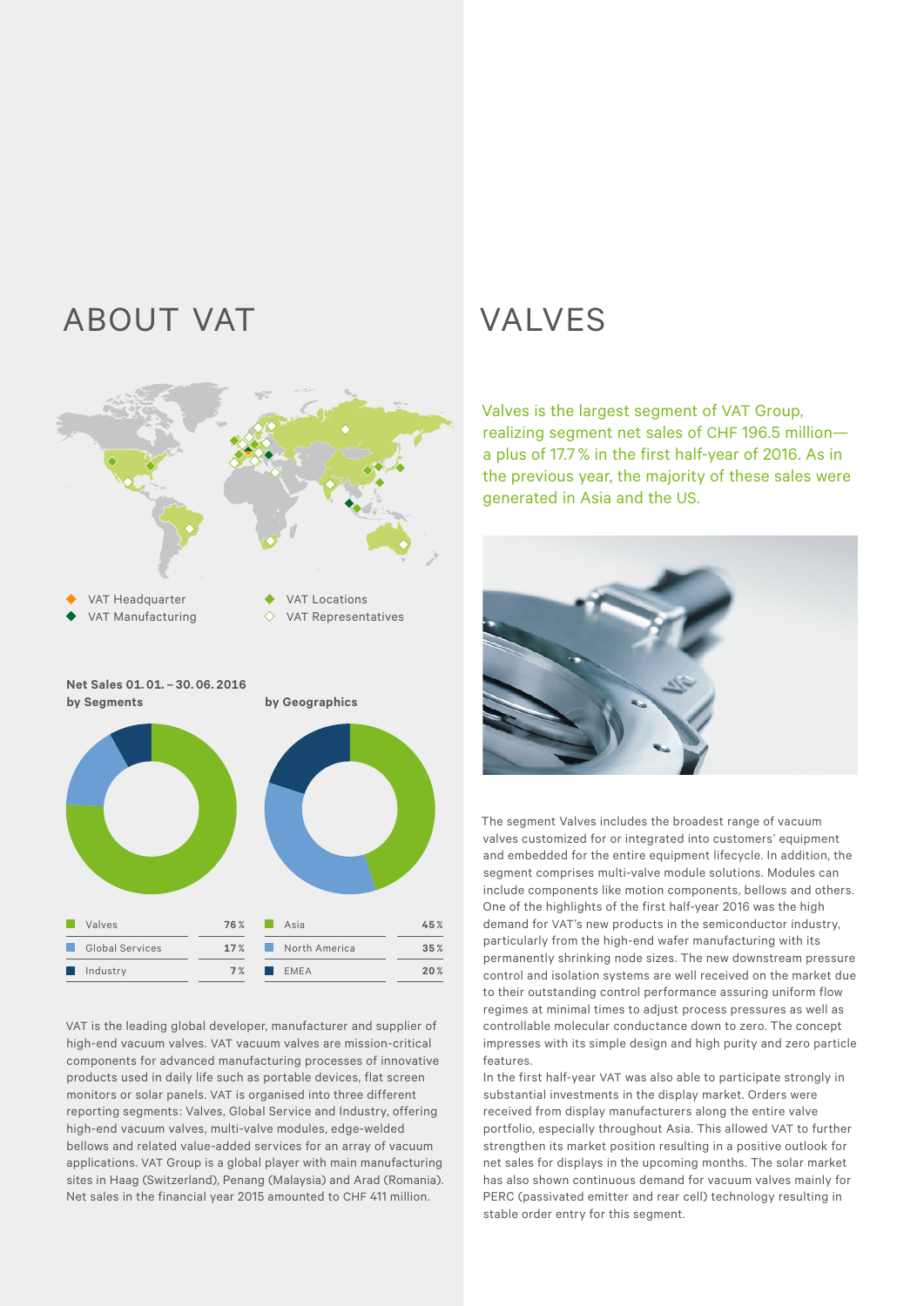# ABOUT VAT

VAT Headquarter
VAT Manufacturing
VAT Locations
VAT Representatives

**Net Sales 01. 01. – 30. 06. 2016**

**by Segments**

| Segment | Share |
|---|---|
| Valves | 76 % |
| Global Services | 17 % |
| Industry | 7 % |

**by Geographics**

| Region | Share |
|---|---|
| Asia | 45 % |
| North America | 35 % |
| EMEA | 20 % |

VAT is the leading global developer, manufacturer and supplier of high-end vacuum valves. VAT vacuum valves are mission-critical components for advanced manufacturing processes of innovative products used in daily life such as portable devices, flat screen monitors or solar panels. VAT is organised into three different reporting segments: Valves, Global Service and Industry, offering high-end vacuum valves, multi-valve modules, edge-welded bellows and related value-added services for an array of vacuum applications. VAT Group is a global player with main manufacturing sites in Haag (Switzerland), Penang (Malaysia) and Arad (Romania). Net sales in the financial year 2015 amounted to CHF 411 million.

# VALVES

Valves is the largest segment of VAT Group, realizing segment net sales of CHF 196.5 million—a plus of 17.7 % in the first half-year of 2016. As in the previous year, the majority of these sales were generated in Asia and the US.

The segment Valves includes the broadest range of vacuum valves customized for or integrated into customers' equipment and embedded for the entire equipment lifecycle. In addition, the segment comprises multi-valve module solutions. Modules can include components like motion components, bellows and others. One of the highlights of the first half-year 2016 was the high demand for VAT's new products in the semiconductor industry, particularly from the high-end wafer manufacturing with its permanently shrinking node sizes. The new downstream pressure control and isolation systems are well received on the market due to their outstanding control performance assuring uniform flow regimes at minimal times to adjust process pressures as well as controllable molecular conductance down to zero. The concept impresses with its simple design and high purity and zero particle features.

In the first half-year VAT was also able to participate strongly in substantial investments in the display market. Orders were received from display manufacturers along the entire valve portfolio, especially throughout Asia. This allowed VAT to further strengthen its market position resulting in a positive outlook for net sales for displays in the upcoming months. The solar market has also shown continuous demand for vacuum valves mainly for PERC (passivated emitter and rear cell) technology resulting in stable order entry for this segment.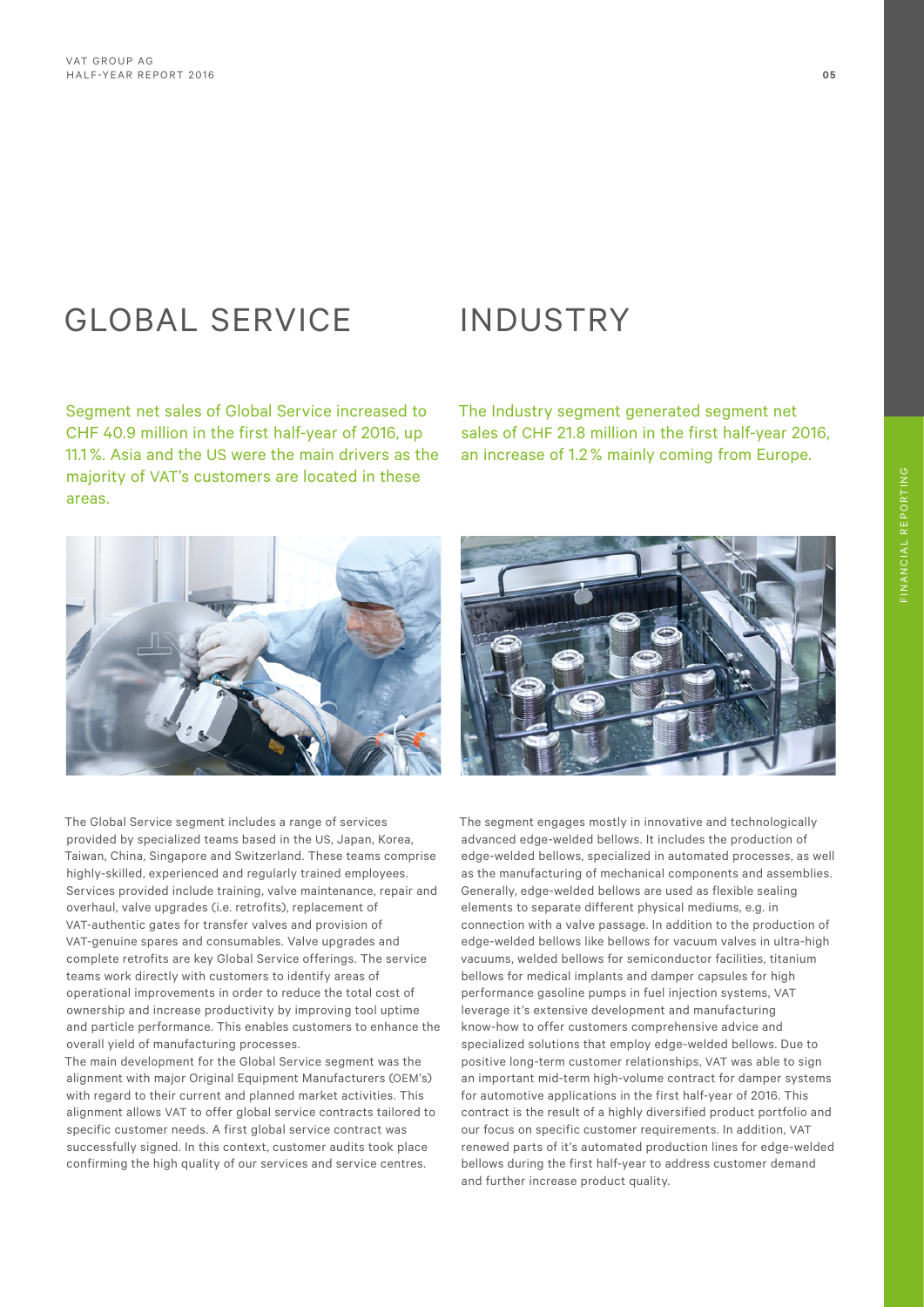# GLOBAL SERVICE

Segment net sales of Global Service increased to CHF 40.9 million in the first half-year of 2016, up 11.1 %. Asia and the US were the main drivers as the majority of VAT's customers are located in these areas.

The Global Service segment includes a range of services provided by specialized teams based in the US, Japan, Korea, Taiwan, China, Singapore and Switzerland. These teams comprise highly-skilled, experienced and regularly trained employees. Services provided include training, valve maintenance, repair and overhaul, valve upgrades (i.e. retrofits), replacement of VAT-authentic gates for transfer valves and provision of VAT-genuine spares and consumables. Valve upgrades and complete retrofits are key Global Service offerings. The service teams work directly with customers to identify areas of operational improvements in order to reduce the total cost of ownership and increase productivity by improving tool uptime and particle performance. This enables customers to enhance the overall yield of manufacturing processes.

The main development for the Global Service segment was the alignment with major Original Equipment Manufacturers (OEM's) with regard to their current and planned market activities. This alignment allows VAT to offer global service contracts tailored to specific customer needs. A first global service contract was successfully signed. In this context, customer audits took place confirming the high quality of our services and service centres.

# INDUSTRY

The Industry segment generated segment net sales of CHF 21.8 million in the first half-year 2016, an increase of 1.2 % mainly coming from Europe.

The segment engages mostly in innovative and technologically advanced edge-welded bellows. It includes the production of edge-welded bellows, specialized in automated processes, as well as the manufacturing of mechanical components and assemblies. Generally, edge-welded bellows are used as flexible sealing elements to separate different physical mediums, e.g. in connection with a valve passage. In addition to the production of edge-welded bellows like bellows for vacuum valves in ultra-high vacuums, welded bellows for semiconductor facilities, titanium bellows for medical implants and damper capsules for high performance gasoline pumps in fuel injection systems, VAT leverage it's extensive development and manufacturing know-how to offer customers comprehensive advice and specialized solutions that employ edge-welded bellows. Due to positive long-term customer relationships, VAT was able to sign an important mid-term high-volume contract for damper systems for automotive applications in the first half-year of 2016. This contract is the result of a highly diversified product portfolio and our focus on specific customer requirements. In addition, VAT renewed parts of it's automated production lines for edge-welded bellows during the first half-year to address customer demand and further increase product quality.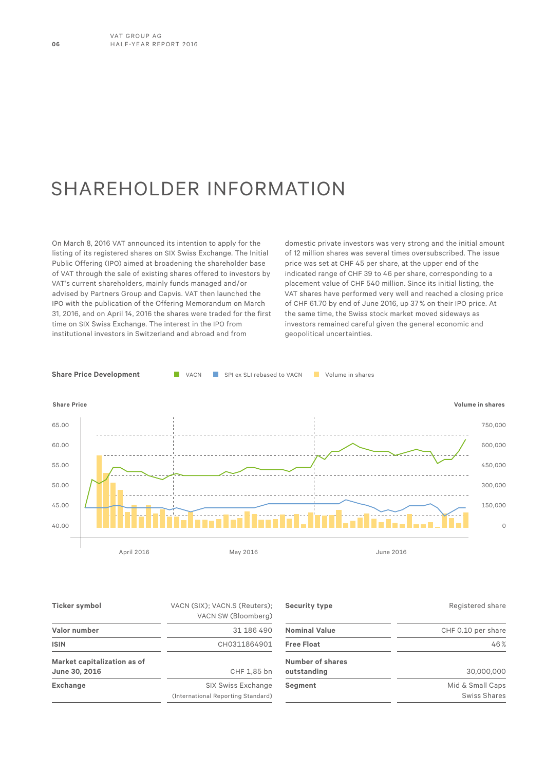# SHAREHOLDER INFORMATION

On March 8, 2016 VAT announced its intention to apply for the listing of its registered shares on SIX Swiss Exchange. The Initial Public Offering (IPO) aimed at broadening the shareholder base of VAT through the sale of existing shares offered to investors by VAT's current shareholders, mainly funds managed and/or advised by Partners Group and Capvis. VAT then launched the IPO with the publication of the Offering Memorandum on March 31, 2016, and on April 14, 2016 the shares were traded for the first time on SIX Swiss Exchange. The interest in the IPO from institutional investors in Switzerland and abroad and from domestic private investors was very strong and the initial amount of 12 million shares was several times oversubscribed. The issue price was set at CHF 45 per share, at the upper end of the indicated range of CHF 39 to 46 per share, corresponding to a placement value of CHF 540 million. Since its initial listing, the VAT shares have performed very well and reached a closing price of CHF 61.70 by end of June 2016, up 37 % on their IPO price. At the same time, the Swiss stock market moved sideways as investors remained careful given the general economic and geopolitical uncertainties.

**Share Price Development**

VACN · SPI ex SLI rebased to VACN · Volume in shares

Share Price: 65.00, 60.00, 55.00, 50.00, 45.00, 40.00

Volume in shares: 750,000, 600,000, 450,000, 300,000, 150,000, 0

April 2016 · May 2016 · June 2016

| | | | |
|---|---|---|---|
| **Ticker symbol** | VACN (SIX); VACN.S (Reuters); VACN SW (Bloomberg) | **Security type** | Registered share |
| **Valor number** | 31 186 490 | **Nominal Value** | CHF 0.10 per share |
| **ISIN** | CH0311864901 | **Free Float** | 46 % |
| **Market capitalization as of June 30, 2016** | CHF 1,85 bn | **Number of shares outstanding** | 30,000,000 |
| **Exchange** | SIX Swiss Exchange (International Reporting Standard) | **Segment** | Mid & Small Caps Swiss Shares |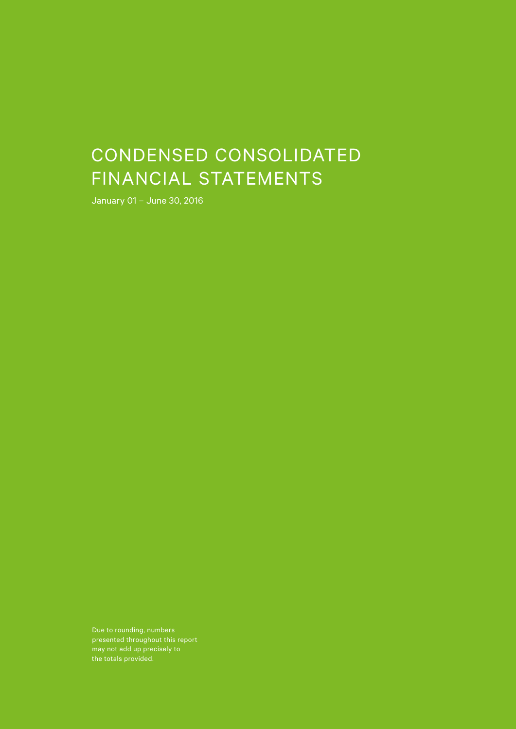# CONDENSED CONSOLIDATED FINANCIAL STATEMENTS

January 01 – June 30, 2016

Due to rounding, numbers presented throughout this report may not add up precisely to the totals provided.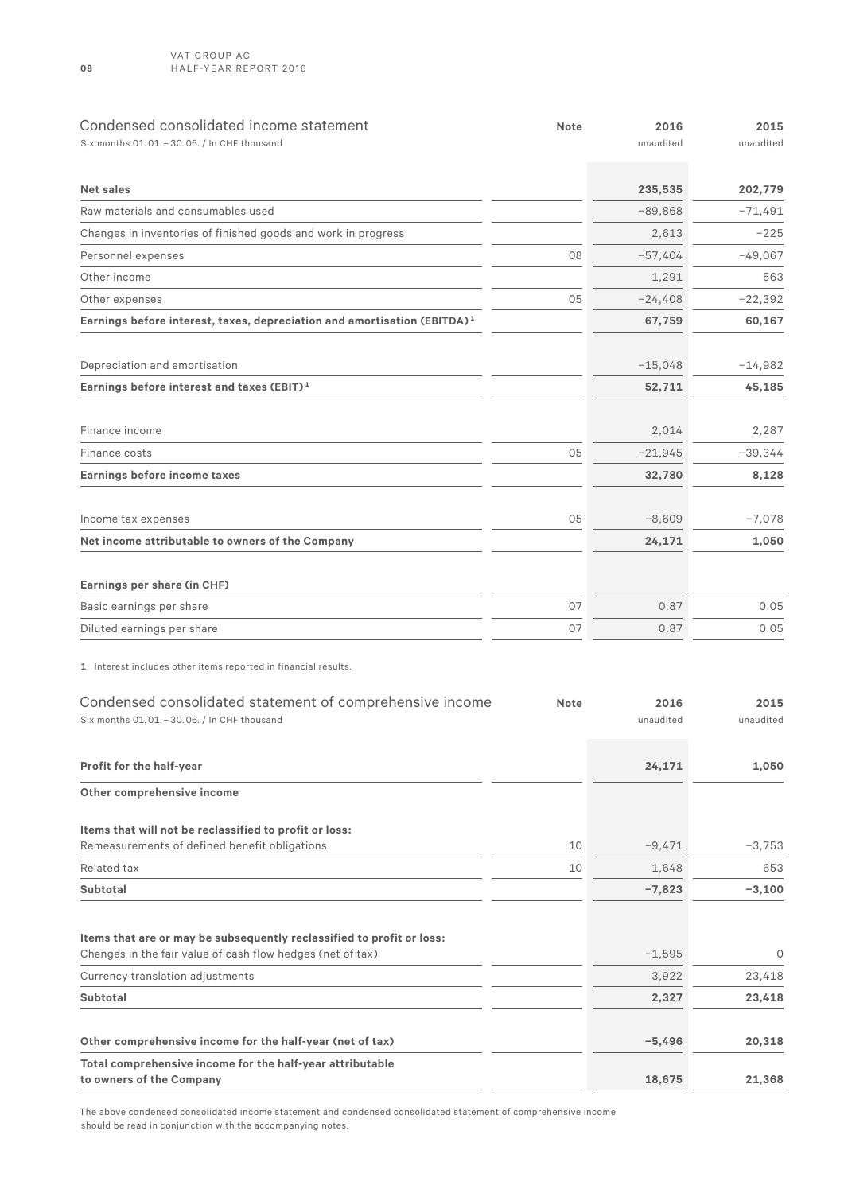## Condensed consolidated income statement

Six months 01.01.–30.06. / In CHF thousand

| | Note | 2016 unaudited | 2015 unaudited |
|---|---|---|---|
| **Net sales** | | **235,535** | **202,779** |
| Raw materials and consumables used | | −89,868 | −71,491 |
| Changes in inventories of finished goods and work in progress | | 2,613 | −225 |
| Personnel expenses | 08 | −57,404 | −49,067 |
| Other income | | 1,291 | 563 |
| Other expenses | 05 | −24,408 | −22,392 |
| **Earnings before interest, taxes, depreciation and amortisation (EBITDA)[1]** | | **67,759** | **60,167** |
| Depreciation and amortisation | | −15,048 | −14,982 |
| **Earnings before interest and taxes (EBIT)[1]** | | **52,711** | **45,185** |
| Finance income | | 2,014 | 2,287 |
| Finance costs | 05 | −21,945 | −39,344 |
| **Earnings before income taxes** | | **32,780** | **8,128** |
| Income tax expenses | 05 | −8,609 | −7,078 |
| **Net income attributable to owners of the Company** | | **24,171** | **1,050** |
| **Earnings per share (in CHF)** | | | |
| Basic earnings per share | 07 | 0.87 | 0.05 |
| Diluted earnings per share | 07 | 0.87 | 0.05 |

1 Interest includes other items reported in financial results.

## Condensed consolidated statement of comprehensive income

Six months 01.01.–30.06. / In CHF thousand

| | Note | 2016 unaudited | 2015 unaudited |
|---|---|---|---|
| **Profit for the half-year** | | **24,171** | **1,050** |
| **Other comprehensive income** | | | |
| **Items that will not be reclassified to profit or loss:** | | | |
| Remeasurements of defined benefit obligations | 10 | −9,471 | −3,753 |
| Related tax | 10 | 1,648 | 653 |
| **Subtotal** | | **−7,823** | **−3,100** |
| **Items that are or may be subsequently reclassified to profit or loss:** | | | |
| Changes in the fair value of cash flow hedges (net of tax) | | −1,595 | 0 |
| Currency translation adjustments | | 3,922 | 23,418 |
| **Subtotal** | | **2,327** | **23,418** |
| **Other comprehensive income for the half-year (net of tax)** | | **−5,496** | **20,318** |
| **Total comprehensive income for the half-year attributable to owners of the Company** | | **18,675** | **21,368** |

The above condensed consolidated income statement and condensed consolidated statement of comprehensive income should be read in conjunction with the accompanying notes.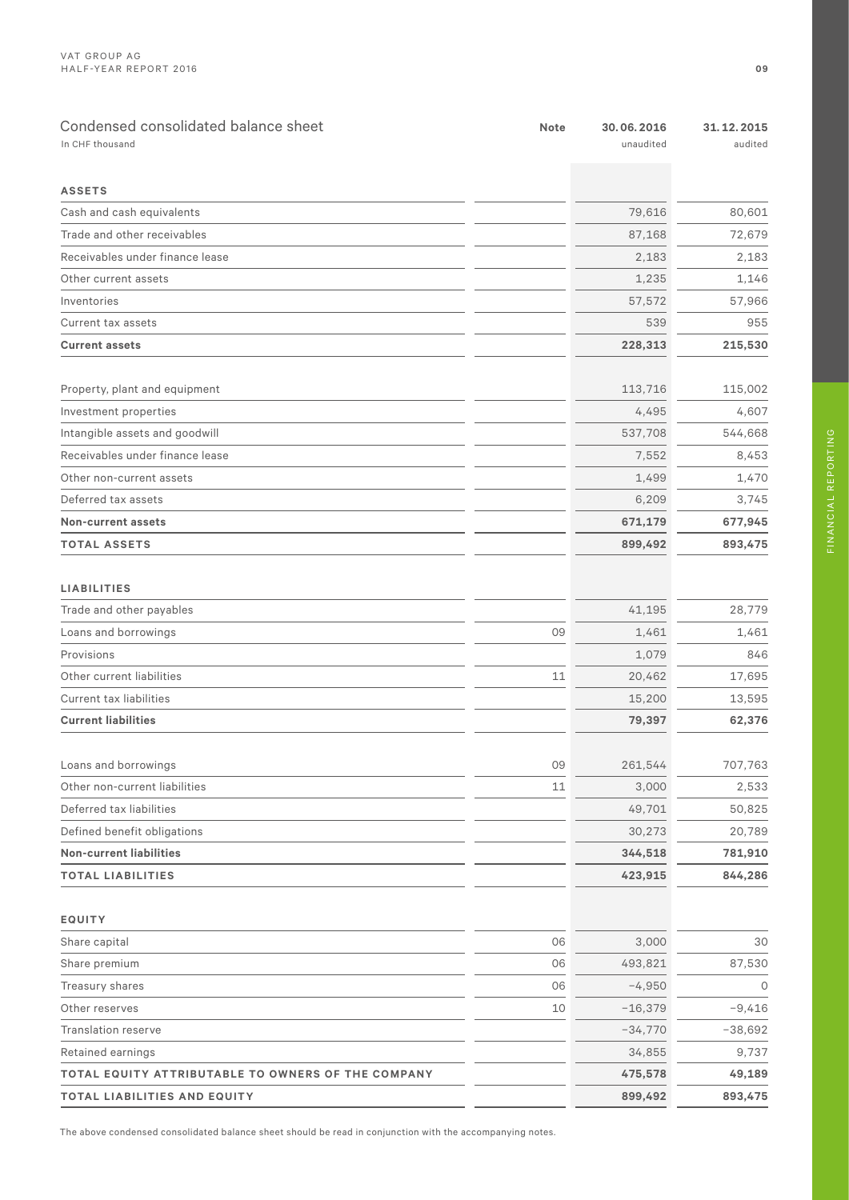## Condensed consolidated balance sheet

In CHF thousand

| | Note | 30.06.2016 unaudited | 31.12.2015 audited |
|---|---|---|---|
| **ASSETS** | | | |
| Cash and cash equivalents | | 79,616 | 80,601 |
| Trade and other receivables | | 87,168 | 72,679 |
| Receivables under finance lease | | 2,183 | 2,183 |
| Other current assets | | 1,235 | 1,146 |
| Inventories | | 57,572 | 57,966 |
| Current tax assets | | 539 | 955 |
| **Current assets** | | **228,313** | **215,530** |
| Property, plant and equipment | | 113,716 | 115,002 |
| Investment properties | | 4,495 | 4,607 |
| Intangible assets and goodwill | | 537,708 | 544,668 |
| Receivables under finance lease | | 7,552 | 8,453 |
| Other non-current assets | | 1,499 | 1,470 |
| Deferred tax assets | | 6,209 | 3,745 |
| **Non-current assets** | | **671,179** | **677,945** |
| **TOTAL ASSETS** | | **899,492** | **893,475** |
| **LIABILITIES** | | | |
| Trade and other payables | | 41,195 | 28,779 |
| Loans and borrowings | 09 | 1,461 | 1,461 |
| Provisions | | 1,079 | 846 |
| Other current liabilities | 11 | 20,462 | 17,695 |
| Current tax liabilities | | 15,200 | 13,595 |
| **Current liabilities** | | **79,397** | **62,376** |
| Loans and borrowings | 09 | 261,544 | 707,763 |
| Other non-current liabilities | 11 | 3,000 | 2,533 |
| Deferred tax liabilities | | 49,701 | 50,825 |
| Defined benefit obligations | | 30,273 | 20,789 |
| **Non-current liabilities** | | **344,518** | **781,910** |
| **TOTAL LIABILITIES** | | **423,915** | **844,286** |
| **EQUITY** | | | |
| Share capital | 06 | 3,000 | 30 |
| Share premium | 06 | 493,821 | 87,530 |
| Treasury shares | 06 | −4,950 | 0 |
| Other reserves | 10 | −16,379 | −9,416 |
| Translation reserve | | −34,770 | −38,692 |
| Retained earnings | | 34,855 | 9,737 |
| **TOTAL EQUITY ATTRIBUTABLE TO OWNERS OF THE COMPANY** | | **475,578** | **49,189** |
| **TOTAL LIABILITIES AND EQUITY** | | **899,492** | **893,475** |

The above condensed consolidated balance sheet should be read in conjunction with the accompanying notes.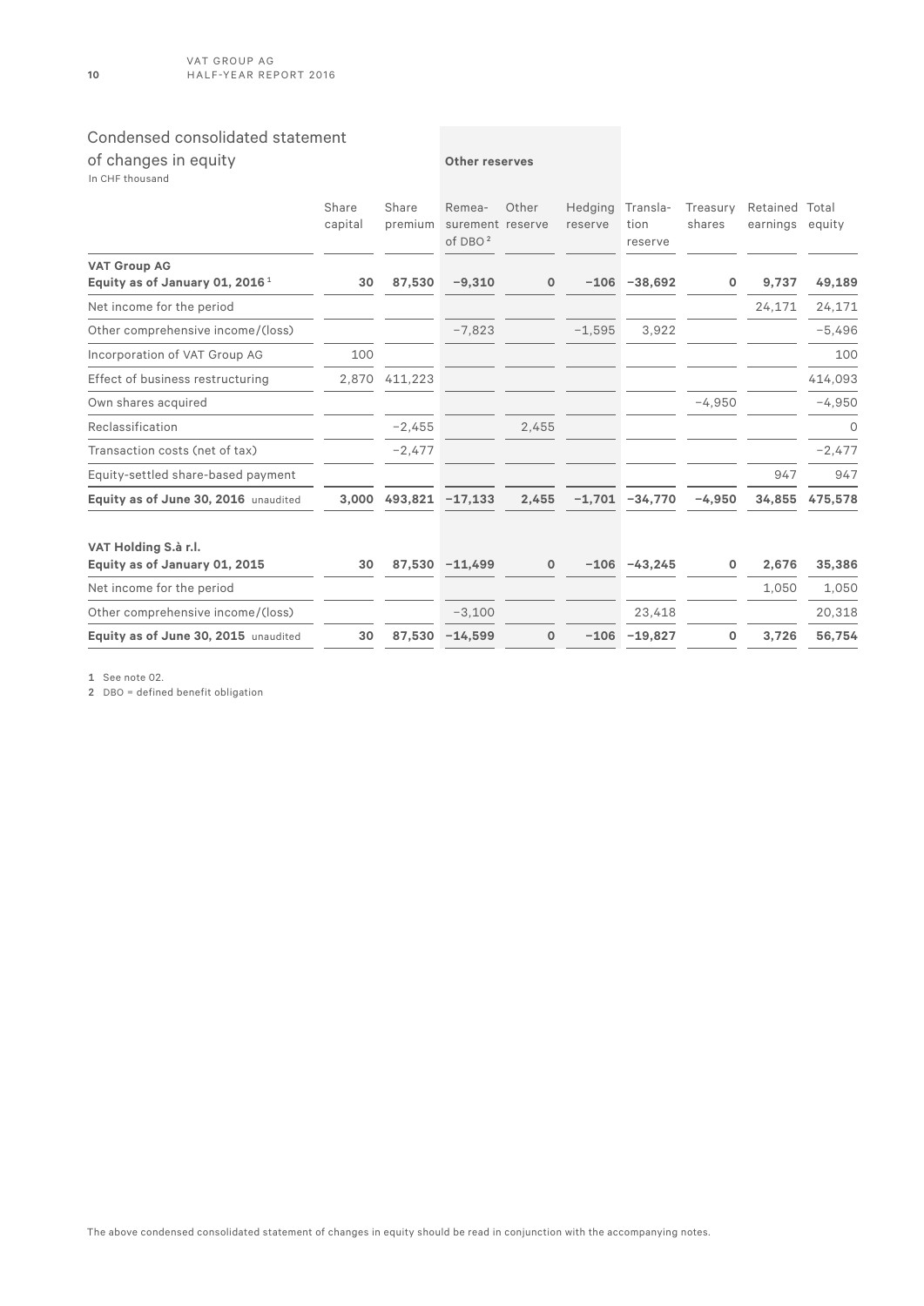## Condensed consolidated statement of changes in equity

In CHF thousand

| | Share capital | Share premium | Other reserves | | Hedging reserve | Translation reserve | Treasury shares | Retained earnings | Total equity |
|---|---|---|---|---|---|---|---|---|---|
| | | | Remeasurement of DBO [2] | Other reserve | | | | | |
| **VAT Group AG** **Equity as of January 01, 2016** [1] | **30** | **87,530** | **−9,310** | **0** | **−106** | **−38,692** | **0** | **9,737** | **49,189** |
| Net income for the period | | | | | | | | 24,171 | 24,171 |
| Other comprehensive income/(loss) | | | −7,823 | | −1,595 | 3,922 | | | −5,496 |
| Incorporation of VAT Group AG | 100 | | | | | | | | 100 |
| Effect of business restructuring | 2,870 | 411,223 | | | | | | | 414,093 |
| Own shares acquired | | | | | | | −4,950 | | −4,950 |
| Reclassification | | −2,455 | | 2,455 | | | | | 0 |
| Transaction costs (net of tax) | | −2,477 | | | | | | | −2,477 |
| Equity-settled share-based payment | | | | | | | | 947 | 947 |
| **Equity as of June 30, 2016** unaudited | **3,000** | **493,821** | **−17,133** | **2,455** | **−1,701** | **−34,770** | **−4,950** | **34,855** | **475,578** |
| | | | | | | | | | |
| **VAT Holding S.à r.l.** **Equity as of January 01, 2015** | **30** | **87,530** | **−11,499** | **0** | **−106** | **−43,245** | **0** | **2,676** | **35,386** |
| Net income for the period | | | | | | | | 1,050 | 1,050 |
| Other comprehensive income/(loss) | | | −3,100 | | | 23,418 | | | 20,318 |
| **Equity as of June 30, 2015** unaudited | **30** | **87,530** | **−14,599** | **0** | **−106** | **−19,827** | **0** | **3,726** | **56,754** |

1 See note 02.

2 DBO = defined benefit obligation

The above condensed consolidated statement of changes in equity should be read in conjunction with the accompanying notes.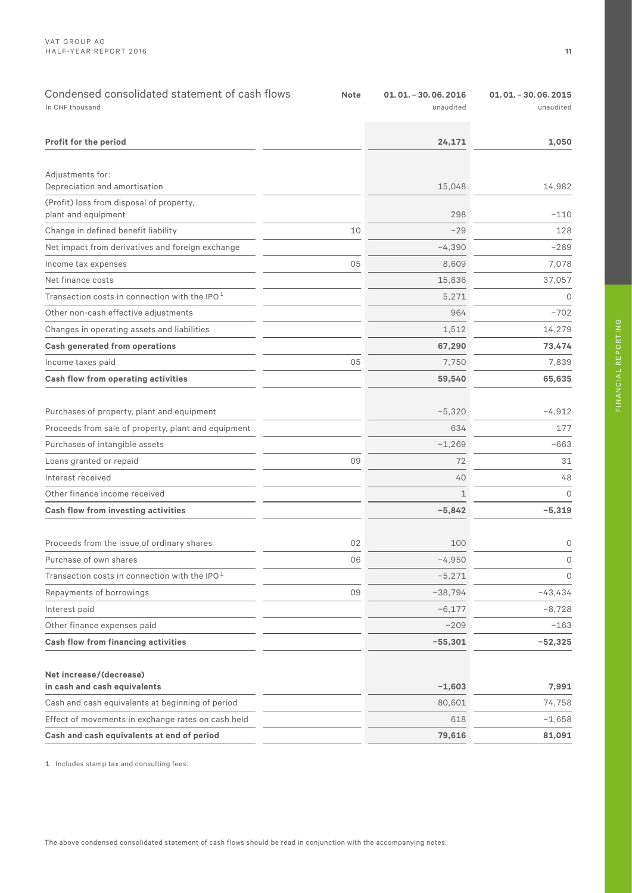## Condensed consolidated statement of cash flows

In CHF thousand

| | Note | 01.01.–30.06.2016 unaudited | 01.01.–30.06.2015 unaudited |
|---|---|---|---|
| **Profit for the period** | | **24,171** | **1,050** |
| Adjustments for: | | | |
| Depreciation and amortisation | | 15,048 | 14,982 |
| (Profit) loss from disposal of property, plant and equipment | | 298 | −110 |
| Change in defined benefit liability | 10 | −29 | 128 |
| Net impact from derivatives and foreign exchange | | −4,390 | −289 |
| Income tax expenses | 05 | 8,609 | 7,078 |
| Net finance costs | | 15,836 | 37,057 |
| Transaction costs in connection with the IPO[1] | | 5,271 | 0 |
| Other non-cash effective adjustments | | 964 | −702 |
| Changes in operating assets and liabilities | | 1,512 | 14,279 |
| **Cash generated from operations** | | **67,290** | **73,474** |
| Income taxes paid | 05 | 7,750 | 7,839 |
| **Cash flow from operating activities** | | **59,540** | **65,635** |
| Purchases of property, plant and equipment | | −5,320 | −4,912 |
| Proceeds from sale of property, plant and equipment | | 634 | 177 |
| Purchases of intangible assets | | −1,269 | −663 |
| Loans granted or repaid | 09 | 72 | 31 |
| Interest received | | 40 | 48 |
| Other finance income received | | 1 | 0 |
| **Cash flow from investing activities** | | **−5,842** | **−5,319** |
| Proceeds from the issue of ordinary shares | 02 | 100 | 0 |
| Purchase of own shares | 06 | −4,950 | 0 |
| Transaction costs in connection with the IPO[1] | | −5,271 | 0 |
| Repayments of borrowings | 09 | −38,794 | −43,434 |
| Interest paid | | −6,177 | −8,728 |
| Other finance expenses paid | | −209 | −163 |
| **Cash flow from financing activities** | | **−55,301** | **−52,325** |
| **Net increase/(decrease) in cash and cash equivalents** | | **−1,603** | **7,991** |
| Cash and cash equivalents at beginning of period | | 80,601 | 74,758 |
| Effect of movements in exchange rates on cash held | | 618 | −1,658 |
| **Cash and cash equivalents at end of period** | | **79,616** | **81,091** |

1 Includes stamp tax and consulting fees.

The above condensed consolidated statement of cash flows should be read in conjunction with the accompanying notes.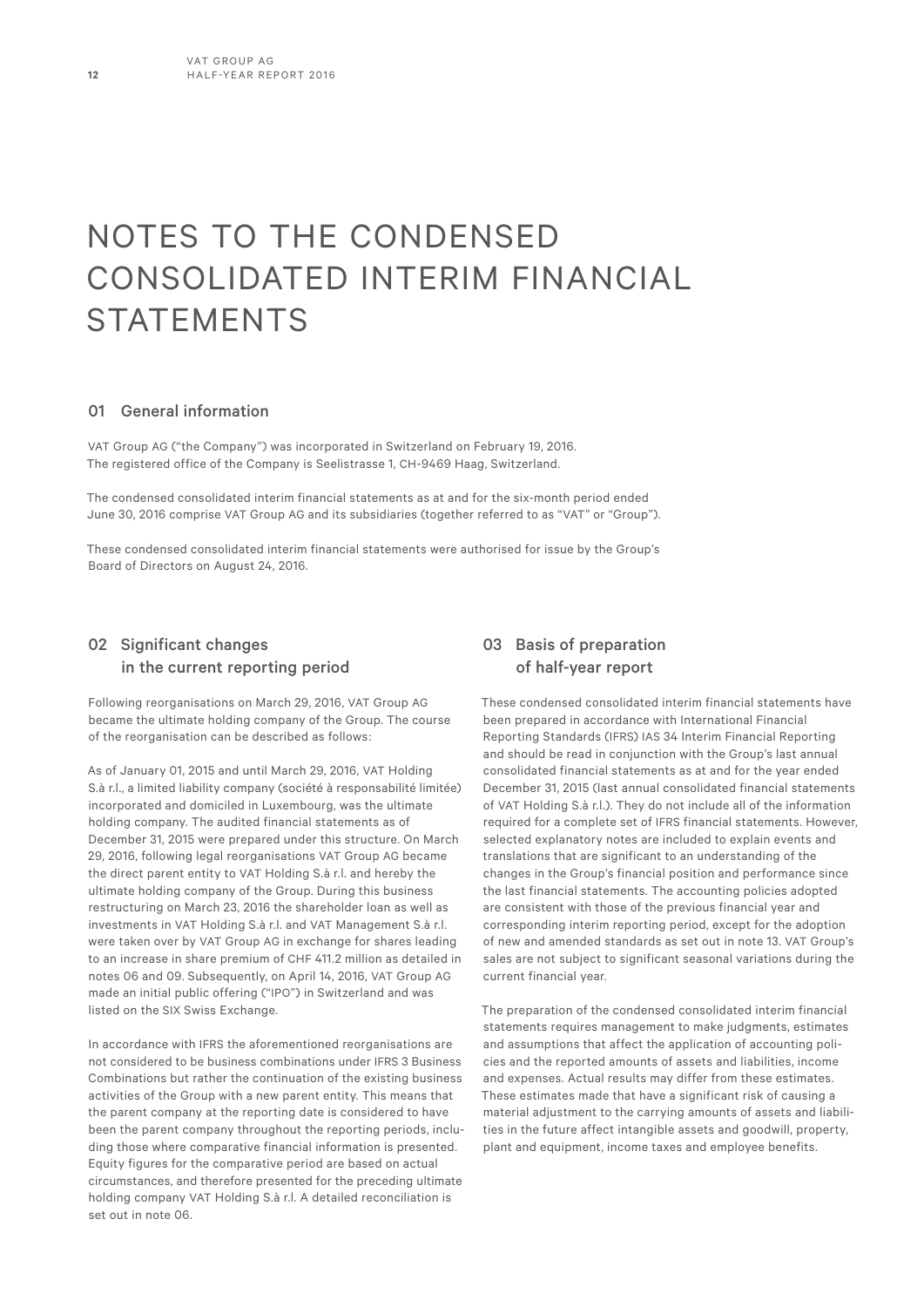# NOTES TO THE CONDENSED CONSOLIDATED INTERIM FINANCIAL STATEMENTS

## 01 General information

VAT Group AG ("the Company") was incorporated in Switzerland on February 19, 2016. The registered office of the Company is Seelistrasse 1, CH-9469 Haag, Switzerland.

The condensed consolidated interim financial statements as at and for the six-month period ended June 30, 2016 comprise VAT Group AG and its subsidiaries (together referred to as "VAT" or "Group").

These condensed consolidated interim financial statements were authorised for issue by the Group's Board of Directors on August 24, 2016.

## 02 Significant changes in the current reporting period

Following reorganisations on March 29, 2016, VAT Group AG became the ultimate holding company of the Group. The course of the reorganisation can be described as follows:

As of January 01, 2015 and until March 29, 2016, VAT Holding S.à r.l., a limited liability company (société à responsabilité limitée) incorporated and domiciled in Luxembourg, was the ultimate holding company. The audited financial statements as of December 31, 2015 were prepared under this structure. On March 29, 2016, following legal reorganisations VAT Group AG became the direct parent entity to VAT Holding S.à r.l. and hereby the ultimate holding company of the Group. During this business restructuring on March 23, 2016 the shareholder loan as well as investments in VAT Holding S.à r.l. and VAT Management S.à r.l. were taken over by VAT Group AG in exchange for shares leading to an increase in share premium of CHF 411.2 million as detailed in notes 06 and 09. Subsequently, on April 14, 2016, VAT Group AG made an initial public offering ("IPO") in Switzerland and was listed on the SIX Swiss Exchange.

In accordance with IFRS the aforementioned reorganisations are not considered to be business combinations under IFRS 3 Business Combinations but rather the continuation of the existing business activities of the Group with a new parent entity. This means that the parent company at the reporting date is considered to have been the parent company throughout the reporting periods, including those where comparative financial information is presented. Equity figures for the comparative period are based on actual circumstances, and therefore presented for the preceding ultimate holding company VAT Holding S.à r.l. A detailed reconciliation is set out in note 06.

## 03 Basis of preparation of half-year report

These condensed consolidated interim financial statements have been prepared in accordance with International Financial Reporting Standards (IFRS) IAS 34 Interim Financial Reporting and should be read in conjunction with the Group's last annual consolidated financial statements as at and for the year ended December 31, 2015 (last annual consolidated financial statements of VAT Holding S.à r.l.). They do not include all of the information required for a complete set of IFRS financial statements. However, selected explanatory notes are included to explain events and translations that are significant to an understanding of the changes in the Group's financial position and performance since the last financial statements. The accounting policies adopted are consistent with those of the previous financial year and corresponding interim reporting period, except for the adoption of new and amended standards as set out in note 13. VAT Group's sales are not subject to significant seasonal variations during the current financial year.

The preparation of the condensed consolidated interim financial statements requires management to make judgments, estimates and assumptions that affect the application of accounting policies and the reported amounts of assets and liabilities, income and expenses. Actual results may differ from these estimates. These estimates made that have a significant risk of causing a material adjustment to the carrying amounts of assets and liabilities in the future affect intangible assets and goodwill, property, plant and equipment, income taxes and employee benefits.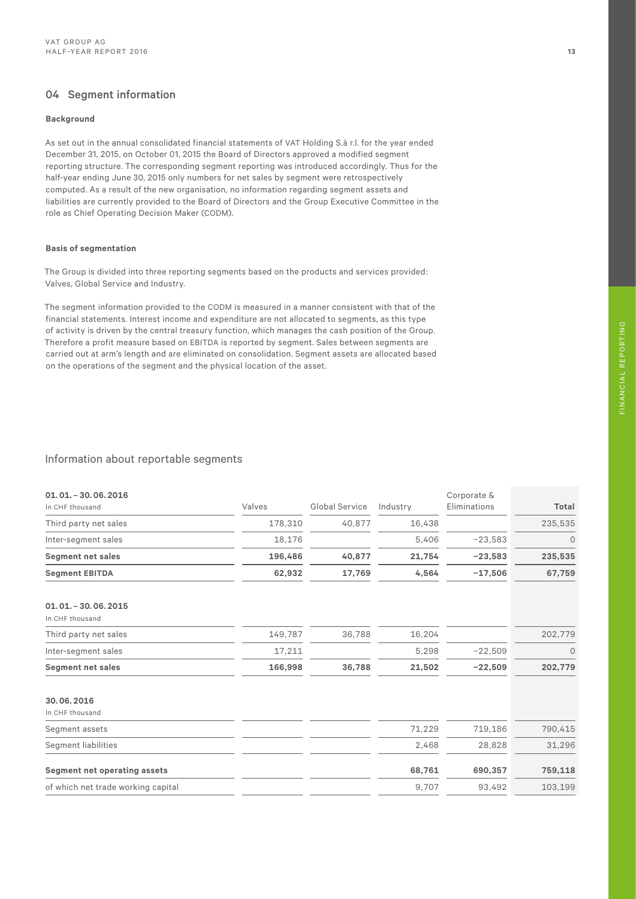## 04 Segment information

**Background**

As set out in the annual consolidated financial statements of VAT Holding S.à r.l. for the year ended December 31, 2015, on October 01, 2015 the Board of Directors approved a modified segment reporting structure. The corresponding segment reporting was introduced accordingly. Thus for the half-year ending June 30, 2015 only numbers for net sales by segment were retrospectively computed. As a result of the new organisation, no information regarding segment assets and liabilities are currently provided to the Board of Directors and the Group Executive Committee in the role as Chief Operating Decision Maker (CODM).

**Basis of segmentation**

The Group is divided into three reporting segments based on the products and services provided: Valves, Global Service and Industry.

The segment information provided to the CODM is measured in a manner consistent with that of the financial statements. Interest income and expenditure are not allocated to segments, as this type of activity is driven by the central treasury function, which manages the cash position of the Group. Therefore a profit measure based on EBITDA is reported by segment. Sales between segments are carried out at arm's length and are eliminated on consolidation. Segment assets are allocated based on the operations of the segment and the physical location of the asset.

### Information about reportable segments

| **01. 01. – 30. 06. 2016** In CHF thousand | Valves | Global Service | Industry | Corporate & Eliminations | **Total** |
|---|---|---|---|---|---|
| Third party net sales | 178,310 | 40,877 | 16,438 | | 235,535 |
| Inter-segment sales | 18,176 | | 5,406 | –23,583 | 0 |
| **Segment net sales** | **196,486** | **40,877** | **21,754** | **–23,583** | **235,535** |
| **Segment EBITDA** | **62,932** | **17,769** | **4,564** | **–17,506** | **67,759** |
| | | | | | |
| **01. 01. – 30. 06. 2015** In CHF thousand | | | | | |
| Third party net sales | 149,787 | 36,788 | 16,204 | | 202,779 |
| Inter-segment sales | 17,211 | | 5,298 | –22,509 | 0 |
| **Segment net sales** | **166,998** | **36,788** | **21,502** | **–22,509** | **202,779** |
| | | | | | |
| **30. 06. 2016** In CHF thousand | | | | | |
| Segment assets | | | 71,229 | 719,186 | 790,415 |
| Segment liabilities | | | 2,468 | 28,828 | 31,296 |
| **Segment net operating assets** | | | **68,761** | **690,357** | **759,118** |
| of which net trade working capital | | | 9,707 | 93,492 | 103,199 |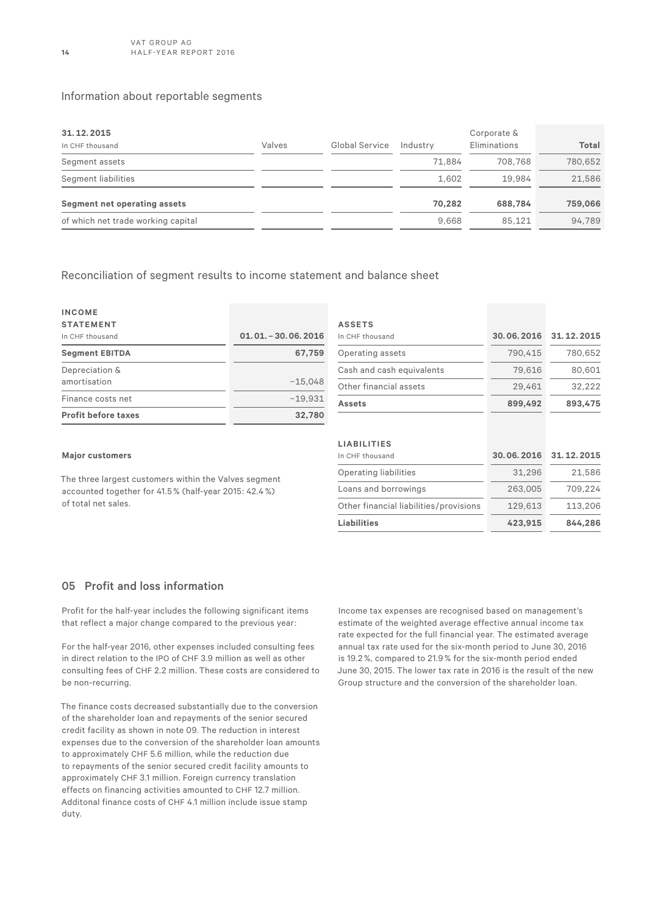## Information about reportable segments

| 31.12.2015<br>In CHF thousand | Valves | Global Service | Industry | Corporate & Eliminations | Total |
|---|---|---|---|---|---|
| Segment assets | | | 71,884 | 708,768 | 780,652 |
| Segment liabilities | | | 1,602 | 19,984 | 21,586 |
| **Segment net operating assets** | | | **70,282** | **688,784** | **759,066** |
| of which net trade working capital | | | 9,668 | 85,121 | 94,789 |

## Reconciliation of segment results to income statement and balance sheet

| INCOME STATEMENT<br>In CHF thousand | 01.01. – 30.06.2016 |
|---|---|
| **Segment EBITDA** | **67,759** |
| Depreciation & amortisation | −15,048 |
| Finance costs net | −19,931 |
| **Profit before taxes** | **32,780** |

| ASSETS<br>In CHF thousand | 30.06.2016 | 31.12.2015 |
|---|---|---|
| Operating assets | 790,415 | 780,652 |
| Cash and cash equivalents | 79,616 | 80,601 |
| Other financial assets | 29,461 | 32,222 |
| **Assets** | **899,492** | **893,475** |

| LIABILITIES<br>In CHF thousand | 30.06.2016 | 31.12.2015 |
|---|---|---|
| Operating liabilities | 31,296 | 21,586 |
| Loans and borrowings | 263,005 | 709,224 |
| Other financial liabilities/provisions | 129,613 | 113,206 |
| **Liabilities** | **423,915** | **844,286** |

**Major customers**

The three largest customers within the Valves segment accounted together for 41.5 % (half-year 2015: 42.4 %) of total net sales.

## 05 Profit and loss information

Profit for the half-year includes the following significant items that reflect a major change compared to the previous year:

For the half-year 2016, other expenses included consulting fees in direct relation to the IPO of CHF 3.9 million as well as other consulting fees of CHF 2.2 million. These costs are considered to be non-recurring.

The finance costs decreased substantially due to the conversion of the shareholder loan and repayments of the senior secured credit facility as shown in note 09. The reduction in interest expenses due to the conversion of the shareholder loan amounts to approximately CHF 5.6 million, while the reduction due to repayments of the senior secured credit facility amounts to approximately CHF 3.1 million. Foreign currency translation effects on financing activities amounted to CHF 12.7 million. Additonal finance costs of CHF 4.1 million include issue stamp duty.

Income tax expenses are recognised based on management's estimate of the weighted average effective annual income tax rate expected for the full financial year. The estimated average annual tax rate used for the six-month period to June 30, 2016 is 19.2 %, compared to 21.9 % for the six-month period ended June 30, 2015. The lower tax rate in 2016 is the result of the new Group structure and the conversion of the shareholder loan.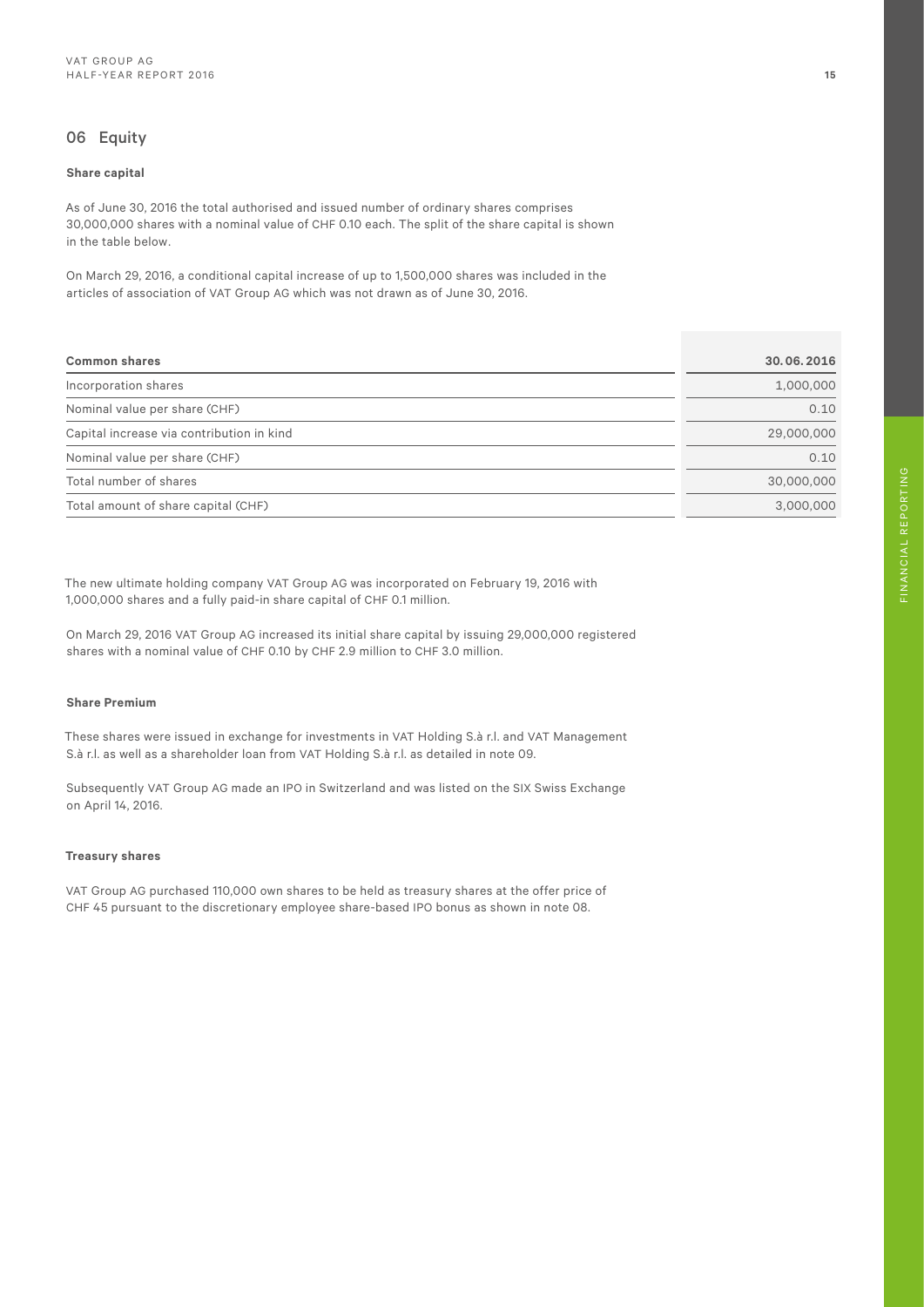## 06 Equity

**Share capital**

As of June 30, 2016 the total authorised and issued number of ordinary shares comprises 30,000,000 shares with a nominal value of CHF 0.10 each. The split of the share capital is shown in the table below.

On March 29, 2016, a conditional capital increase of up to 1,500,000 shares was included in the articles of association of VAT Group AG which was not drawn as of June 30, 2016.

| Common shares | 30.06.2016 |
|---|---|
| Incorporation shares | 1,000,000 |
| Nominal value per share (CHF) | 0.10 |
| Capital increase via contribution in kind | 29,000,000 |
| Nominal value per share (CHF) | 0.10 |
| Total number of shares | 30,000,000 |
| Total amount of share capital (CHF) | 3,000,000 |

The new ultimate holding company VAT Group AG was incorporated on February 19, 2016 with 1,000,000 shares and a fully paid-in share capital of CHF 0.1 million.

On March 29, 2016 VAT Group AG increased its initial share capital by issuing 29,000,000 registered shares with a nominal value of CHF 0.10 by CHF 2.9 million to CHF 3.0 million.

**Share Premium**

These shares were issued in exchange for investments in VAT Holding S.à r.l. and VAT Management S.à r.l. as well as a shareholder loan from VAT Holding S.à r.l. as detailed in note 09.

Subsequently VAT Group AG made an IPO in Switzerland and was listed on the SIX Swiss Exchange on April 14, 2016.

**Treasury shares**

VAT Group AG purchased 110,000 own shares to be held as treasury shares at the offer price of CHF 45 pursuant to the discretionary employee share-based IPO bonus as shown in note 08.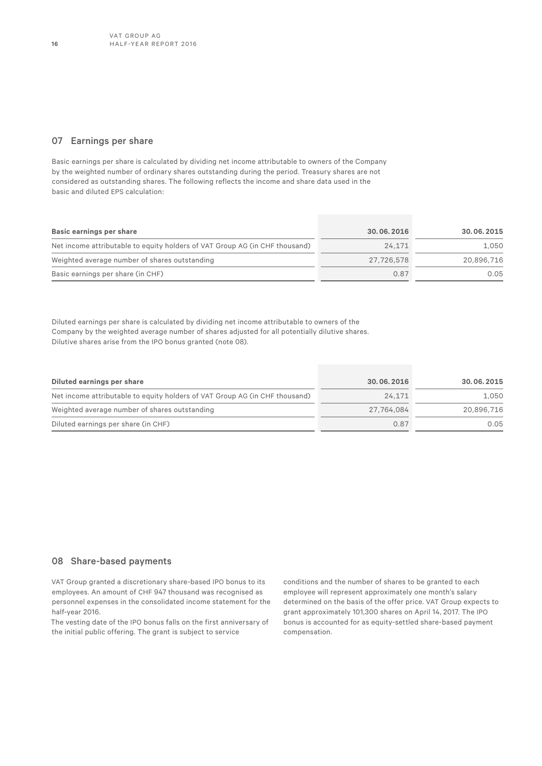## 07 Earnings per share

Basic earnings per share is calculated by dividing net income attributable to owners of the Company by the weighted number of ordinary shares outstanding during the period. Treasury shares are not considered as outstanding shares. The following reflects the income and share data used in the basic and diluted EPS calculation:

| **Basic earnings per share** | **30.06.2016** | **30.06.2015** |
|---|---|---|
| Net income attributable to equity holders of VAT Group AG (in CHF thousand) | 24,171 | 1,050 |
| Weighted average number of shares outstanding | 27,726,578 | 20,896,716 |
| Basic earnings per share (in CHF) | 0.87 | 0.05 |

Diluted earnings per share is calculated by dividing net income attributable to owners of the Company by the weighted average number of shares adjusted for all potentially dilutive shares. Dilutive shares arise from the IPO bonus granted (note 08).

| **Diluted earnings per share** | **30.06.2016** | **30.06.2015** |
|---|---|---|
| Net income attributable to equity holders of VAT Group AG (in CHF thousand) | 24,171 | 1,050 |
| Weighted average number of shares outstanding | 27,764,084 | 20,896,716 |
| Diluted earnings per share (in CHF) | 0.87 | 0.05 |

## 08 Share-based payments

VAT Group granted a discretionary share-based IPO bonus to its employees. An amount of CHF 947 thousand was recognised as personnel expenses in the consolidated income statement for the half-year 2016.

The vesting date of the IPO bonus falls on the first anniversary of the initial public offering. The grant is subject to service conditions and the number of shares to be granted to each employee will represent approximately one month's salary determined on the basis of the offer price. VAT Group expects to grant approximately 101,300 shares on April 14, 2017. The IPO bonus is accounted for as equity-settled share-based payment compensation.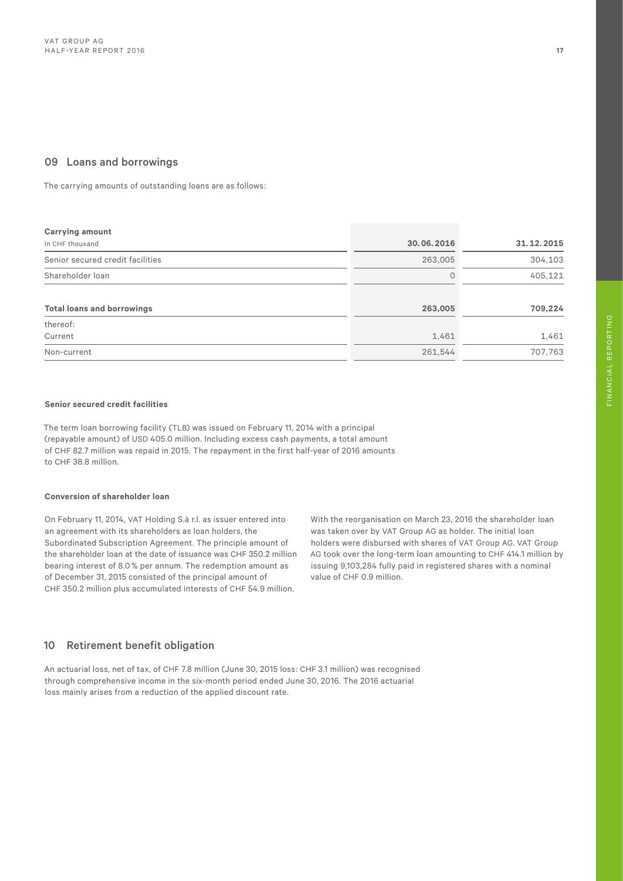## 09 Loans and borrowings

The carrying amounts of outstanding loans are as follows:

| **Carrying amount**<br>In CHF thousand | **30.06.2016** | **31.12.2015** |
|---|---|---|
| Senior secured credit facilities | 263,005 | 304,103 |
| Shareholder loan | 0 | 405,121 |
| **Total loans and borrowings** | **263,005** | **709,224** |
| thereof:<br>Current | 1,461 | 1,461 |
| Non-current | 261,544 | 707,763 |

**Senior secured credit facilities**

The term loan borrowing facility (TLB) was issued on February 11, 2014 with a principal (repayable amount) of USD 405.0 million. Including excess cash payments, a total amount of CHF 82.7 million was repaid in 2015. The repayment in the first half-year of 2016 amounts to CHF 38.8 million.

**Conversion of shareholder loan**

On February 11, 2014, VAT Holding S.à r.l. as issuer entered into an agreement with its shareholders as loan holders, the Subordinated Subscription Agreement. The principle amount of the shareholder loan at the date of issuance was CHF 350.2 million bearing interest of 8.0 % per annum. The redemption amount as of December 31, 2015 consisted of the principal amount of CHF 350.2 million plus accumulated interests of CHF 54.9 million.

With the reorganisation on March 23, 2016 the shareholder loan was taken over by VAT Group AG as holder. The initial loan holders were disbursed with shares of VAT Group AG. VAT Group AG took over the long-term loan amounting to CHF 414.1 million by issuing 9,103,284 fully paid in registered shares with a nominal value of CHF 0.9 million.

## 10 Retirement benefit obligation

An actuarial loss, net of tax, of CHF 7.8 million (June 30, 2015 loss: CHF 3.1 million) was recognised through comprehensive income in the six-month period ended June 30, 2016. The 2016 actuarial loss mainly arises from a reduction of the applied discount rate.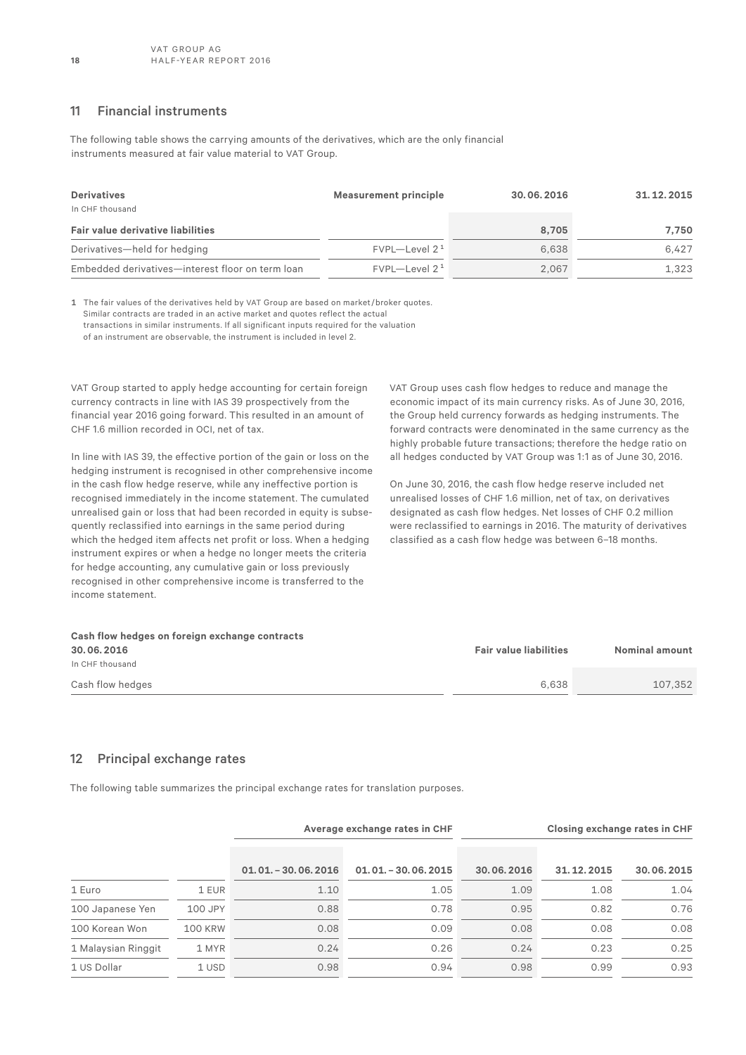## 11 Financial instruments

The following table shows the carrying amounts of the derivatives, which are the only financial instruments measured at fair value material to VAT Group.

| Derivatives<br>In CHF thousand | Measurement principle | 30.06.2016 | 31.12.2015 |
|---|---|---|---|
| **Fair value derivative liabilities** | | **8,705** | **7,750** |
| Derivatives—held for hedging | FVPL—Level 2 [1] | 6,638 | 6,427 |
| Embedded derivatives—interest floor on term loan | FVPL—Level 2 [1] | 2,067 | 1,323 |

1 The fair values of the derivatives held by VAT Group are based on market/broker quotes. Similar contracts are traded in an active market and quotes reflect the actual transactions in similar instruments. If all significant inputs required for the valuation of an instrument are observable, the instrument is included in level 2.

VAT Group started to apply hedge accounting for certain foreign currency contracts in line with IAS 39 prospectively from the financial year 2016 going forward. This resulted in an amount of CHF 1.6 million recorded in OCI, net of tax.

In line with IAS 39, the effective portion of the gain or loss on the hedging instrument is recognised in other comprehensive income in the cash flow hedge reserve, while any ineffective portion is recognised immediately in the income statement. The cumulated unrealised gain or loss that had been recorded in equity is subsequently reclassified into earnings in the same period during which the hedged item affects net profit or loss. When a hedging instrument expires or when a hedge no longer meets the criteria for hedge accounting, any cumulative gain or loss previously recognised in other comprehensive income is transferred to the income statement.

VAT Group uses cash flow hedges to reduce and manage the economic impact of its main currency risks. As of June 30, 2016, the Group held currency forwards as hedging instruments. The forward contracts were denominated in the same currency as the highly probable future transactions; therefore the hedge ratio on all hedges conducted by VAT Group was 1:1 as of June 30, 2016.

On June 30, 2016, the cash flow hedge reserve included net unrealised losses of CHF 1.6 million, net of tax, on derivatives designated as cash flow hedges. Net losses of CHF 0.2 million were reclassified to earnings in 2016. The maturity of derivatives classified as a cash flow hedge was between 6–18 months.

| **Cash flow hedges on foreign exchange contracts 30.06.2016**<br>In CHF thousand | Fair value liabilities | Nominal amount |
|---|---|---|
| Cash flow hedges | 6,638 | 107,352 |

## 12 Principal exchange rates

The following table summarizes the principal exchange rates for translation purposes.

| | | Average exchange rates in CHF | | Closing exchange rates in CHF | | |
|---|---|---|---|---|---|---|
| | | 01.01.–30.06.2016 | 01.01.–30.06.2015 | 30.06.2016 | 31.12.2015 | 30.06.2015 |
| 1 Euro | 1 EUR | 1.10 | 1.05 | 1.09 | 1.08 | 1.04 |
| 100 Japanese Yen | 100 JPY | 0.88 | 0.78 | 0.95 | 0.82 | 0.76 |
| 100 Korean Won | 100 KRW | 0.08 | 0.09 | 0.08 | 0.08 | 0.08 |
| 1 Malaysian Ringgit | 1 MYR | 0.24 | 0.26 | 0.24 | 0.23 | 0.25 |
| 1 US Dollar | 1 USD | 0.98 | 0.94 | 0.98 | 0.99 | 0.93 |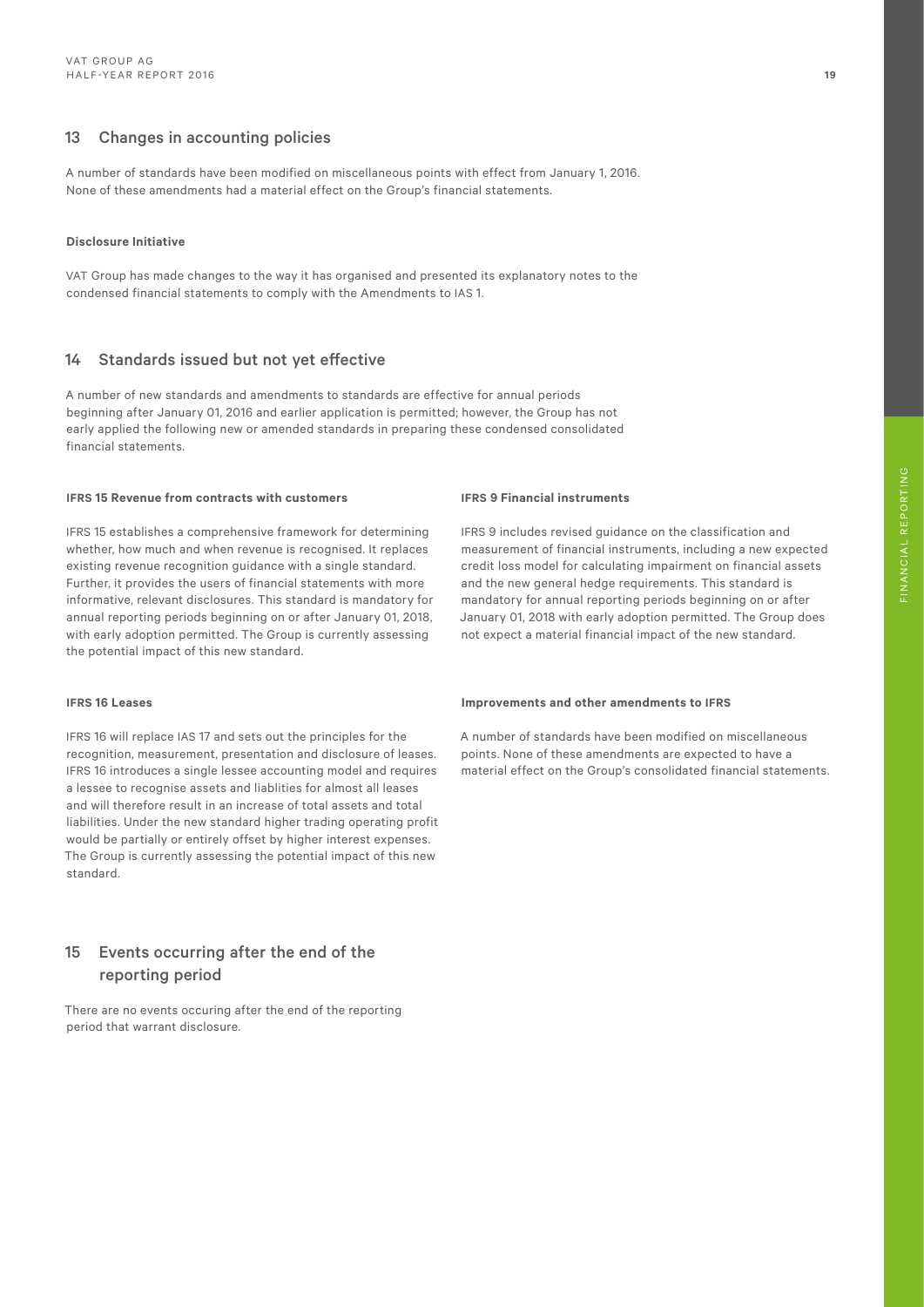## 13 Changes in accounting policies

A number of standards have been modified on miscellaneous points with effect from January 1, 2016. None of these amendments had a material effect on the Group's financial statements.

**Disclosure Initiative**

VAT Group has made changes to the way it has organised and presented its explanatory notes to the condensed financial statements to comply with the Amendments to IAS 1.

## 14 Standards issued but not yet effective

A number of new standards and amendments to standards are effective for annual periods beginning after January 01, 2016 and earlier application is permitted; however, the Group has not early applied the following new or amended standards in preparing these condensed consolidated financial statements.

**IFRS 15 Revenue from contracts with customers**

IFRS 15 establishes a comprehensive framework for determining whether, how much and when revenue is recognised. It replaces existing revenue recognition guidance with a single standard. Further, it provides the users of financial statements with more informative, relevant disclosures. This standard is mandatory for annual reporting periods beginning on or after January 01, 2018, with early adoption permitted. The Group is currently assessing the potential impact of this new standard.

**IFRS 16 Leases**

IFRS 16 will replace IAS 17 and sets out the principles for the recognition, measurement, presentation and disclosure of leases. IFRS 16 introduces a single lessee accounting model and requires a lessee to recognise assets and liablities for almost all leases and will therefore result in an increase of total assets and total liabilities. Under the new standard higher trading operating profit would be partially or entirely offset by higher interest expenses. The Group is currently assessing the potential impact of this new standard.

**IFRS 9 Financial instruments**

IFRS 9 includes revised guidance on the classification and measurement of financial instruments, including a new expected credit loss model for calculating impairment on financial assets and the new general hedge requirements. This standard is mandatory for annual reporting periods beginning on or after January 01, 2018 with early adoption permitted. The Group does not expect a material financial impact of the new standard.

**Improvements and other amendments to IFRS**

A number of standards have been modified on miscellaneous points. None of these amendments are expected to have a material effect on the Group's consolidated financial statements.

## 15 Events occurring after the end of the reporting period

There are no events occuring after the end of the reporting period that warrant disclosure.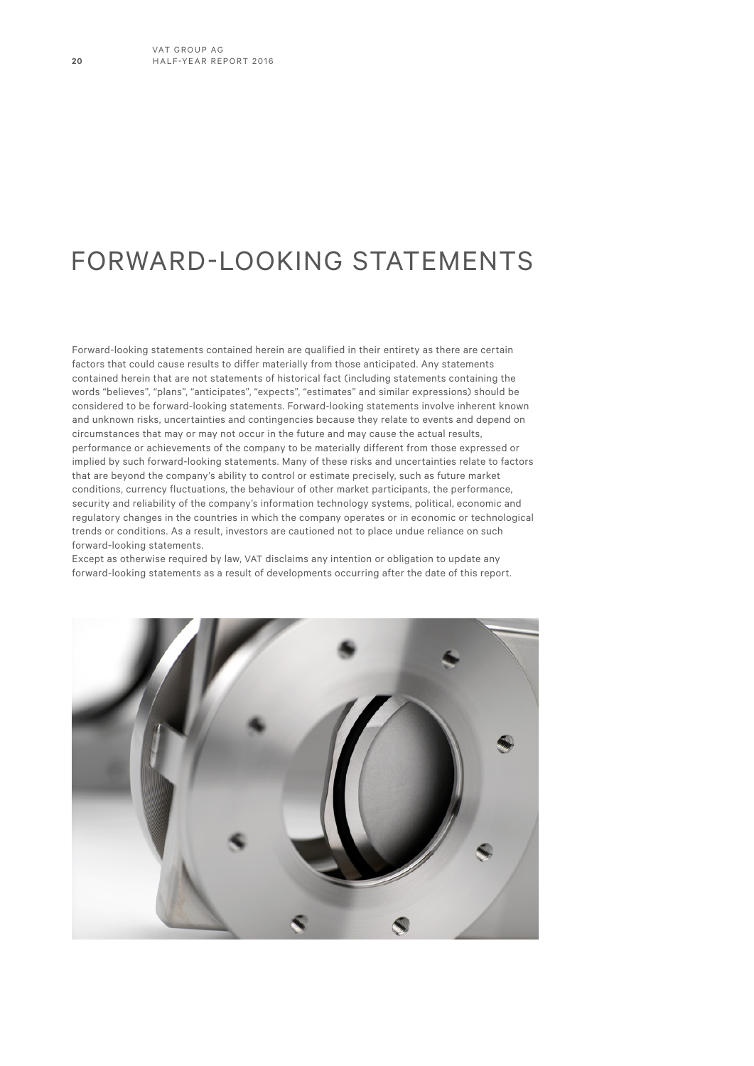# FORWARD-LOOKING STATEMENTS

Forward-looking statements contained herein are qualified in their entirety as there are certain factors that could cause results to differ materially from those anticipated. Any statements contained herein that are not statements of historical fact (including statements containing the words "believes", "plans", "anticipates", "expects", "estimates" and similar expressions) should be considered to be forward-looking statements. Forward-looking statements involve inherent known and unknown risks, uncertainties and contingencies because they relate to events and depend on circumstances that may or may not occur in the future and may cause the actual results, performance or achievements of the company to be materially different from those expressed or implied by such forward-looking statements. Many of these risks and uncertainties relate to factors that are beyond the company's ability to control or estimate precisely, such as future market conditions, currency fluctuations, the behaviour of other market participants, the performance, security and reliability of the company's information technology systems, political, economic and regulatory changes in the countries in which the company operates or in economic or technological trends or conditions. As a result, investors are cautioned not to place undue reliance on such forward-looking statements.
Except as otherwise required by law, VAT disclaims any intention or obligation to update any forward-looking statements as a result of developments occurring after the date of this report.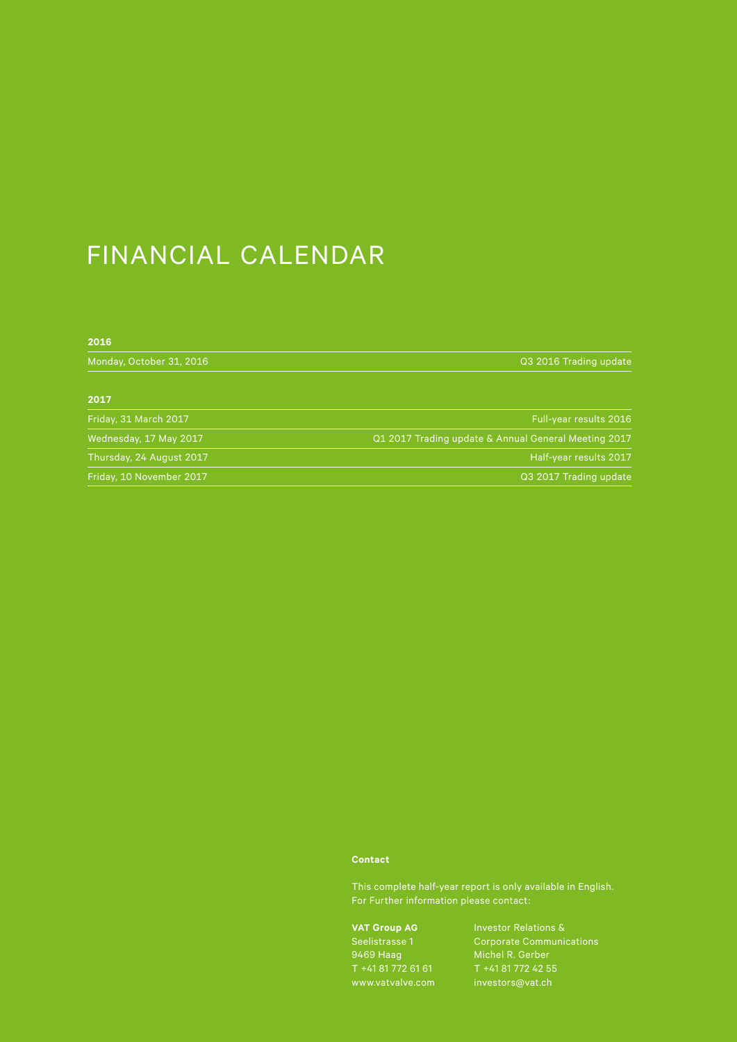# FINANCIAL CALENDAR

**2016**

| | |
|---|---|
| Monday, October 31, 2016 | Q3 2016 Trading update |

**2017**

| | |
|---|---|
| Friday, 31 March 2017 | Full-year results 2016 |
| Wednesday, 17 May 2017 | Q1 2017 Trading update & Annual General Meeting 2017 |
| Thursday, 24 August 2017 | Half-year results 2017 |
| Friday, 10 November 2017 | Q3 2017 Trading update |

**Contact**

This complete half-year report is only available in English.
For Further information please contact:

**VAT Group AG**
Seelistrasse 1
9469 Haag
T +41 81 772 61 61
www.vatvalve.com

Investor Relations &
Corporate Communications
Michel R. Gerber
T +41 81 772 42 55
investors@vat.ch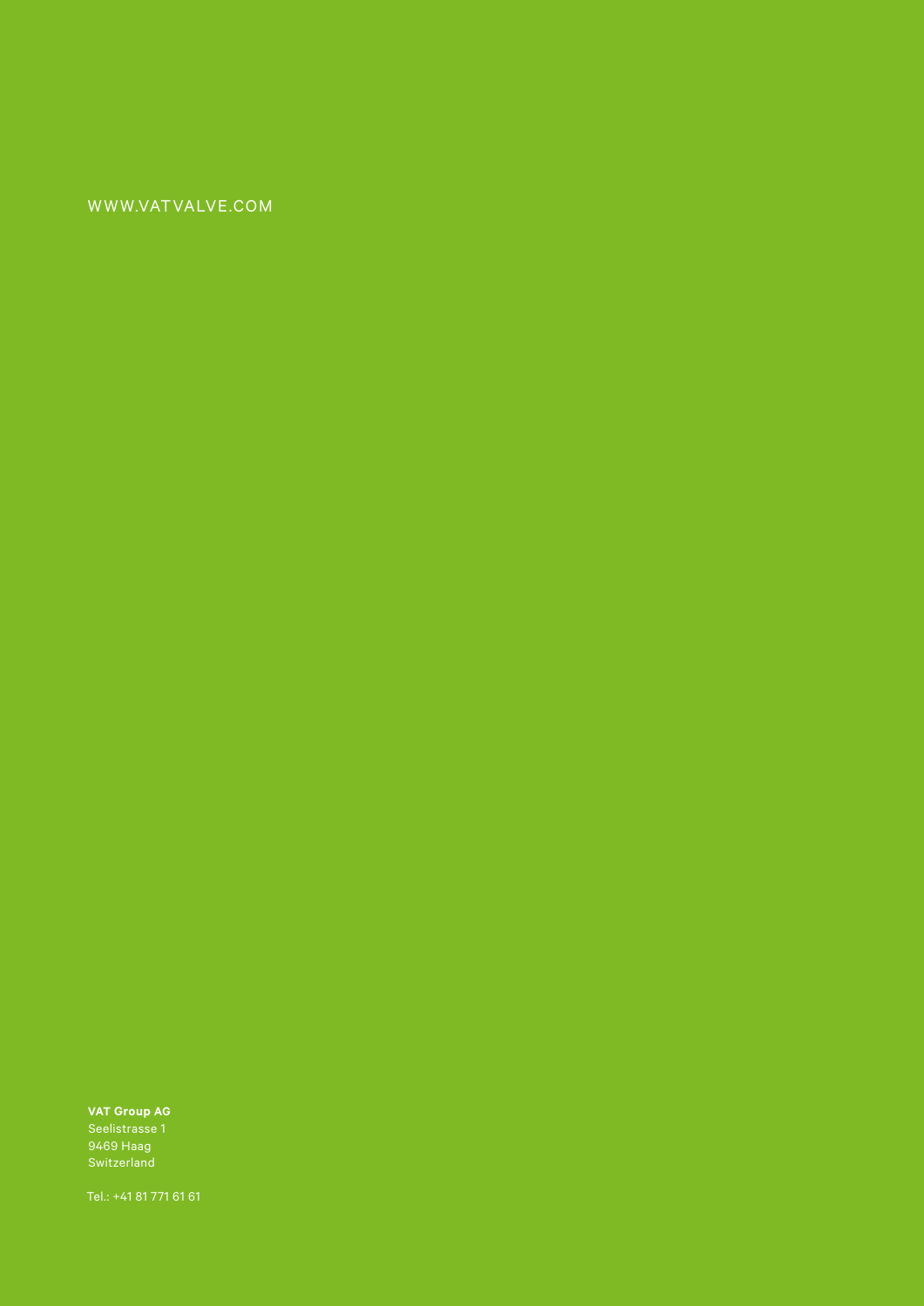WWW.VATVALVE.COM

**VAT Group AG**
Seelistrasse 1
9469 Haag
Switzerland

Tel.: +41 81 771 61 61